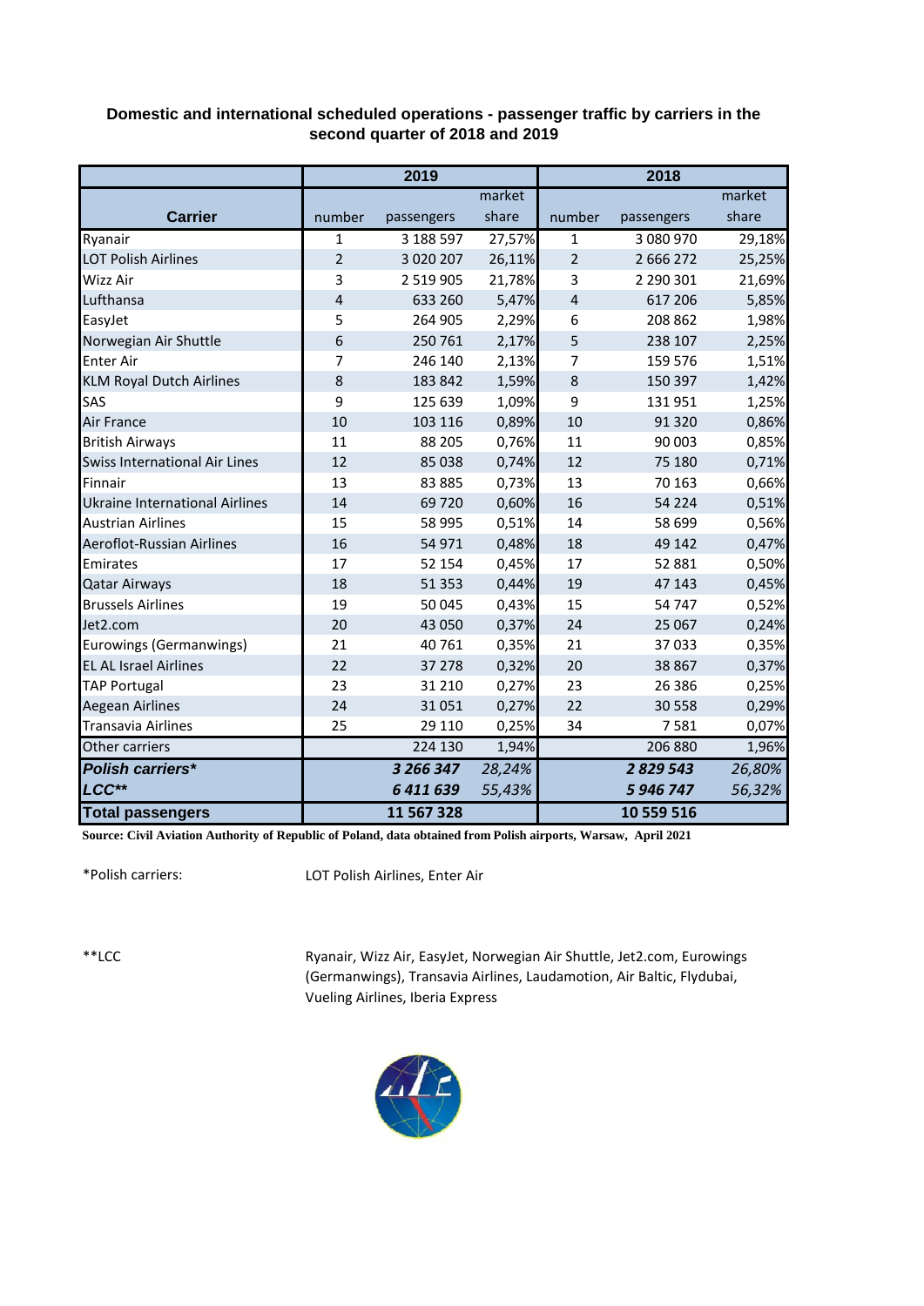**Domestic and international scheduled operations - passenger traffic by carriers in the second quarter of 2018 and 2019**

| Carrier | 2019 | | | 2018 | | |
|---|---|---|---|---|---|---|
| | number | passengers | market share | number | passengers | market share |
| Ryanair | 1 | 3 188 597 | 27,57% | 1 | 3 080 970 | 29,18% |
| LOT Polish Airlines | 2 | 3 020 207 | 26,11% | 2 | 2 666 272 | 25,25% |
| Wizz Air | 3 | 2 519 905 | 21,78% | 3 | 2 290 301 | 21,69% |
| Lufthansa | 4 | 633 260 | 5,47% | 4 | 617 206 | 5,85% |
| EasyJet | 5 | 264 905 | 2,29% | 6 | 208 862 | 1,98% |
| Norwegian Air Shuttle | 6 | 250 761 | 2,17% | 5 | 238 107 | 2,25% |
| Enter Air | 7 | 246 140 | 2,13% | 7 | 159 576 | 1,51% |
| KLM Royal Dutch Airlines | 8 | 183 842 | 1,59% | 8 | 150 397 | 1,42% |
| SAS | 9 | 125 639 | 1,09% | 9 | 131 951 | 1,25% |
| Air France | 10 | 103 116 | 0,89% | 10 | 91 320 | 0,86% |
| British Airways | 11 | 88 205 | 0,76% | 11 | 90 003 | 0,85% |
| Swiss International Air Lines | 12 | 85 038 | 0,74% | 12 | 75 180 | 0,71% |
| Finnair | 13 | 83 885 | 0,73% | 13 | 70 163 | 0,66% |
| Ukraine International Airlines | 14 | 69 720 | 0,60% | 16 | 54 224 | 0,51% |
| Austrian Airlines | 15 | 58 995 | 0,51% | 14 | 58 699 | 0,56% |
| Aeroflot-Russian Airlines | 16 | 54 971 | 0,48% | 18 | 49 142 | 0,47% |
| Emirates | 17 | 52 154 | 0,45% | 17 | 52 881 | 0,50% |
| Qatar Airways | 18 | 51 353 | 0,44% | 19 | 47 143 | 0,45% |
| Brussels Airlines | 19 | 50 045 | 0,43% | 15 | 54 747 | 0,52% |
| Jet2.com | 20 | 43 050 | 0,37% | 24 | 25 067 | 0,24% |
| Eurowings (Germanwings) | 21 | 40 761 | 0,35% | 21 | 37 033 | 0,35% |
| EL AL Israel Airlines | 22 | 37 278 | 0,32% | 20 | 38 867 | 0,37% |
| TAP Portugal | 23 | 31 210 | 0,27% | 23 | 26 386 | 0,25% |
| Aegean Airlines | 24 | 31 051 | 0,27% | 22 | 30 558 | 0,29% |
| Transavia Airlines | 25 | 29 110 | 0,25% | 34 | 7 581 | 0,07% |
| Other carriers | | 224 130 | 1,94% | | 206 880 | 1,96% |
| ***Polish carriers**** | | ***3 266 347*** | *28,24%* | | ***2 829 543*** | *26,80%* |
| ***LCC***** | | ***6 411 639*** | *55,43%* | | ***5 946 747*** | *56,32%* |
| **Total passengers** | | **11 567 328** | | | **10 559 516** | |

**Source: Civil Aviation Authority of Republic of Poland, data obtained from Polish airports, Warsaw, April 2021**

*Polish carriers: LOT Polish Airlines, Enter Air

**LCC Ryanair, Wizz Air, EasyJet, Norwegian Air Shuttle, Jet2.com, Eurowings (Germanwings), Transavia Airlines, Laudamotion, Air Baltic, Flydubai, Vueling Airlines, Iberia Express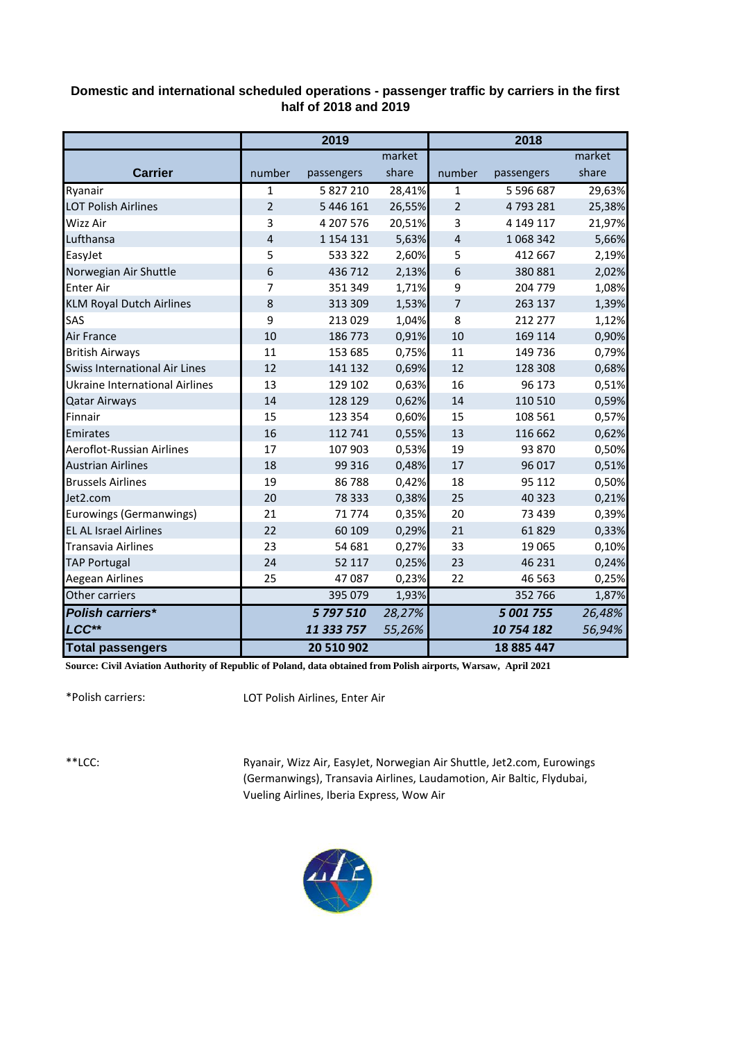# Domestic and international scheduled operations - passenger traffic by carriers in the first half of 2018 and 2019

| | 2019 | | | 2018 | | |
|---|---|---|---|---|---|---|
| **Carrier** | number | passengers | market share | number | passengers | market share |
| Ryanair | 1 | 5 827 210 | 28,41% | 1 | 5 596 687 | 29,63% |
| LOT Polish Airlines | 2 | 5 446 161 | 26,55% | 2 | 4 793 281 | 25,38% |
| Wizz Air | 3 | 4 207 576 | 20,51% | 3 | 4 149 117 | 21,97% |
| Lufthansa | 4 | 1 154 131 | 5,63% | 4 | 1 068 342 | 5,66% |
| EasyJet | 5 | 533 322 | 2,60% | 5 | 412 667 | 2,19% |
| Norwegian Air Shuttle | 6 | 436 712 | 2,13% | 6 | 380 881 | 2,02% |
| Enter Air | 7 | 351 349 | 1,71% | 9 | 204 779 | 1,08% |
| KLM Royal Dutch Airlines | 8 | 313 309 | 1,53% | 7 | 263 137 | 1,39% |
| SAS | 9 | 213 029 | 1,04% | 8 | 212 277 | 1,12% |
| Air France | 10 | 186 773 | 0,91% | 10 | 169 114 | 0,90% |
| British Airways | 11 | 153 685 | 0,75% | 11 | 149 736 | 0,79% |
| Swiss International Air Lines | 12 | 141 132 | 0,69% | 12 | 128 308 | 0,68% |
| Ukraine International Airlines | 13 | 129 102 | 0,63% | 16 | 96 173 | 0,51% |
| Qatar Airways | 14 | 128 129 | 0,62% | 14 | 110 510 | 0,59% |
| Finnair | 15 | 123 354 | 0,60% | 15 | 108 561 | 0,57% |
| Emirates | 16 | 112 741 | 0,55% | 13 | 116 662 | 0,62% |
| Aeroflot-Russian Airlines | 17 | 107 903 | 0,53% | 19 | 93 870 | 0,50% |
| Austrian Airlines | 18 | 99 316 | 0,48% | 17 | 96 017 | 0,51% |
| Brussels Airlines | 19 | 86 788 | 0,42% | 18 | 95 112 | 0,50% |
| Jet2.com | 20 | 78 333 | 0,38% | 25 | 40 323 | 0,21% |
| Eurowings (Germanwings) | 21 | 71 774 | 0,35% | 20 | 73 439 | 0,39% |
| EL AL Israel Airlines | 22 | 60 109 | 0,29% | 21 | 61 829 | 0,33% |
| Transavia Airlines | 23 | 54 681 | 0,27% | 33 | 19 065 | 0,10% |
| TAP Portugal | 24 | 52 117 | 0,25% | 23 | 46 231 | 0,24% |
| Aegean Airlines | 25 | 47 087 | 0,23% | 22 | 46 563 | 0,25% |
| Other carriers | | 395 079 | 1,93% | | 352 766 | 1,87% |
| ***Polish carriers**** | | ***5 797 510*** | *28,27%* | | ***5 001 755*** | *26,48%* |
| ***LCC***** | | ***11 333 757*** | *55,26%* | | ***10 754 182*** | *56,94%* |
| **Total passengers** | | **20 510 902** | | | **18 885 447** | |

**Source: Civil Aviation Authority of Republic of Poland, data obtained from Polish airports, Warsaw, April 2021**

*Polish carriers: LOT Polish Airlines, Enter Air

**LCC: Ryanair, Wizz Air, EasyJet, Norwegian Air Shuttle, Jet2.com, Eurowings (Germanwings), Transavia Airlines, Laudamotion, Air Baltic, Flydubai, Vueling Airlines, Iberia Express, Wow Air